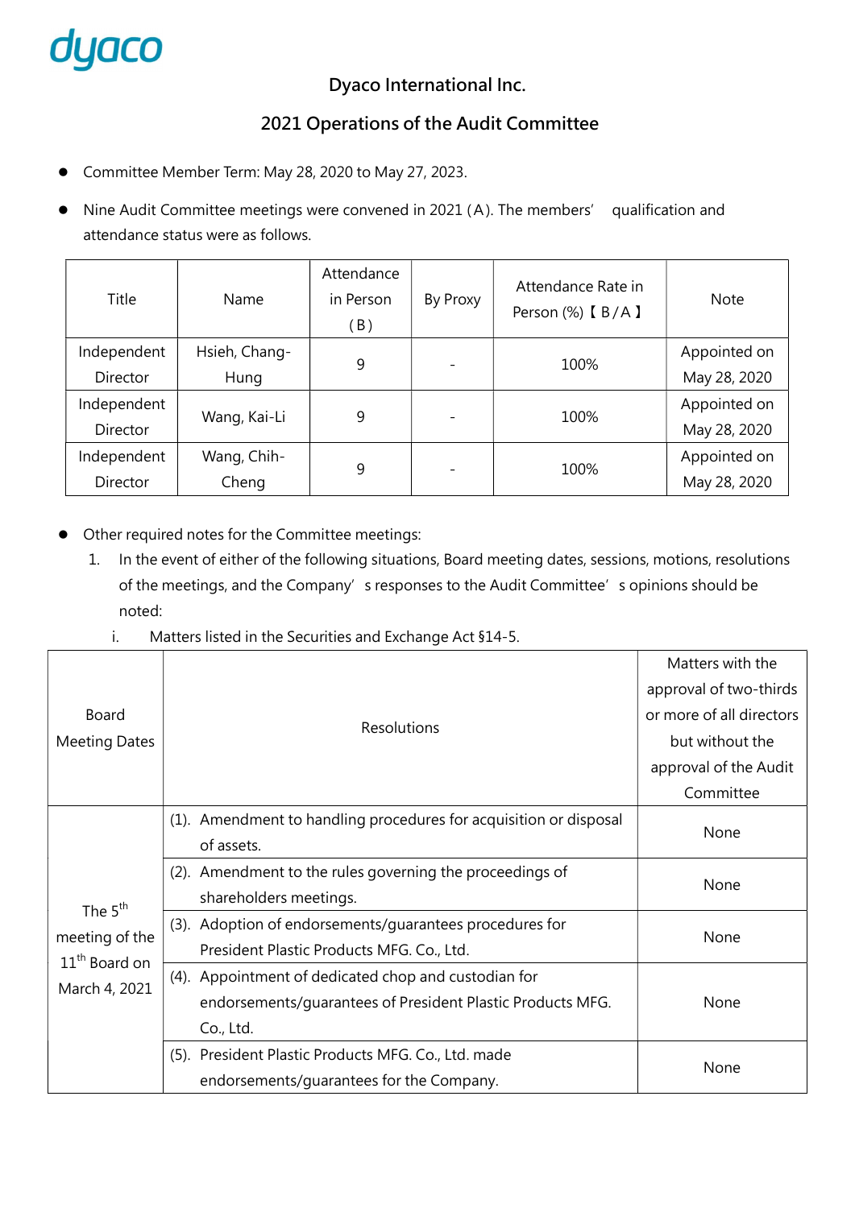dyaco

# Dyaco International Inc.

## 2021 Operations of the Audit Committee

- Committee Member Term: May 28, 2020 to May 27, 2023.
- Nine Audit Committee meetings were convened in 2021 (A). The members' qualification and attendance status were as follows.

| Title | Name | Attendance in Person (B) | By Proxy | Attendance Rate in Person (%)【B/A】 | Note |
|---|---|---|---|---|---|
| Independent Director | Hsieh, Chang-Hung | 9 | - | 100% | Appointed on May 28, 2020 |
| Independent Director | Wang, Kai-Li | 9 | - | 100% | Appointed on May 28, 2020 |
| Independent Director | Wang, Chih-Cheng | 9 | - | 100% | Appointed on May 28, 2020 |

- Other required notes for the Committee meetings:
  1. In the event of either of the following situations, Board meeting dates, sessions, motions, resolutions of the meetings, and the Company's responses to the Audit Committee's opinions should be noted:
     i. Matters listed in the Securities and Exchange Act §14-5.

| Board Meeting Dates | Resolutions | Matters with the approval of two-thirds or more of all directors but without the approval of the Audit Committee |
|---|---|---|
| The 5th meeting of the 11th Board on March 4, 2021 | (1). Amendment to handling procedures for acquisition or disposal of assets. | None |
| | (2). Amendment to the rules governing the proceedings of shareholders meetings. | None |
| | (3). Adoption of endorsements/guarantees procedures for President Plastic Products MFG. Co., Ltd. | None |
| | (4). Appointment of dedicated chop and custodian for endorsements/guarantees of President Plastic Products MFG. Co., Ltd. | None |
| | (5). President Plastic Products MFG. Co., Ltd. made endorsements/guarantees for the Company. | None |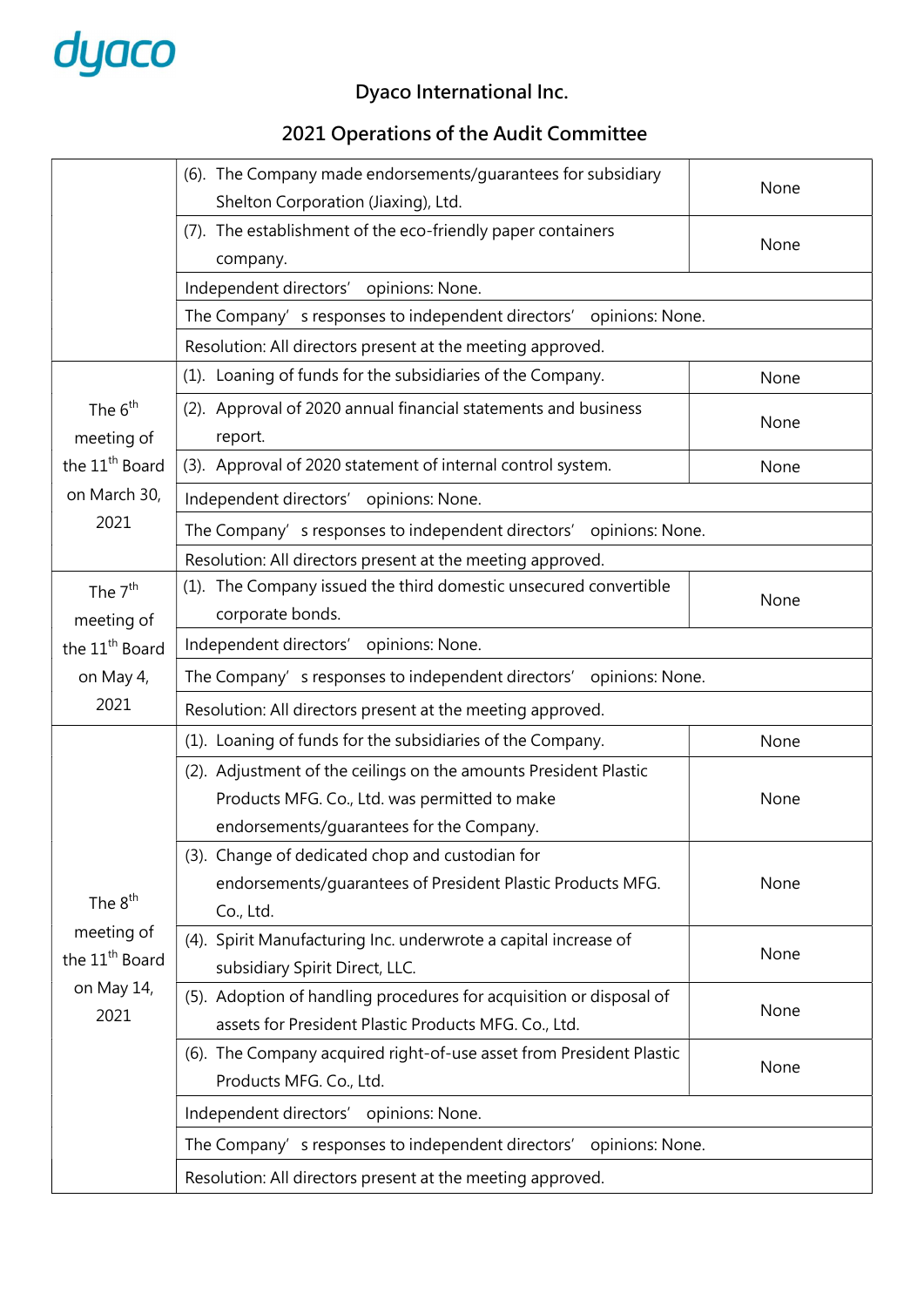# Dyaco International Inc.

## 2021 Operations of the Audit Committee

| | | |
|---|---|---|
| | (6). The Company made endorsements/guarantees for subsidiary Shelton Corporation (Jiaxing), Ltd. | None |
| | (7). The establishment of the eco-friendly paper containers company. | None |
| | Independent directors' opinions: None. | |
| | The Company's responses to independent directors' opinions: None. | |
| | Resolution: All directors present at the meeting approved. | |
| The 6th meeting of the 11th Board on March 30, 2021 | (1). Loaning of funds for the subsidiaries of the Company. | None |
| | (2). Approval of 2020 annual financial statements and business report. | None |
| | (3). Approval of 2020 statement of internal control system. | None |
| | Independent directors' opinions: None. | |
| | The Company's responses to independent directors' opinions: None. | |
| | Resolution: All directors present at the meeting approved. | |
| The 7th meeting of the 11th Board on May 4, 2021 | (1). The Company issued the third domestic unsecured convertible corporate bonds. | None |
| | Independent directors' opinions: None. | |
| | The Company's responses to independent directors' opinions: None. | |
| | Resolution: All directors present at the meeting approved. | |
| The 8th meeting of the 11th Board on May 14, 2021 | (1). Loaning of funds for the subsidiaries of the Company. | None |
| | (2). Adjustment of the ceilings on the amounts President Plastic Products MFG. Co., Ltd. was permitted to make endorsements/guarantees for the Company. | None |
| | (3). Change of dedicated chop and custodian for endorsements/guarantees of President Plastic Products MFG. Co., Ltd. | None |
| | (4). Spirit Manufacturing Inc. underwrote a capital increase of subsidiary Spirit Direct, LLC. | None |
| | (5). Adoption of handling procedures for acquisition or disposal of assets for President Plastic Products MFG. Co., Ltd. | None |
| | (6). The Company acquired right-of-use asset from President Plastic Products MFG. Co., Ltd. | None |
| | Independent directors' opinions: None. | |
| | The Company's responses to independent directors' opinions: None. | |
| | Resolution: All directors present at the meeting approved. | |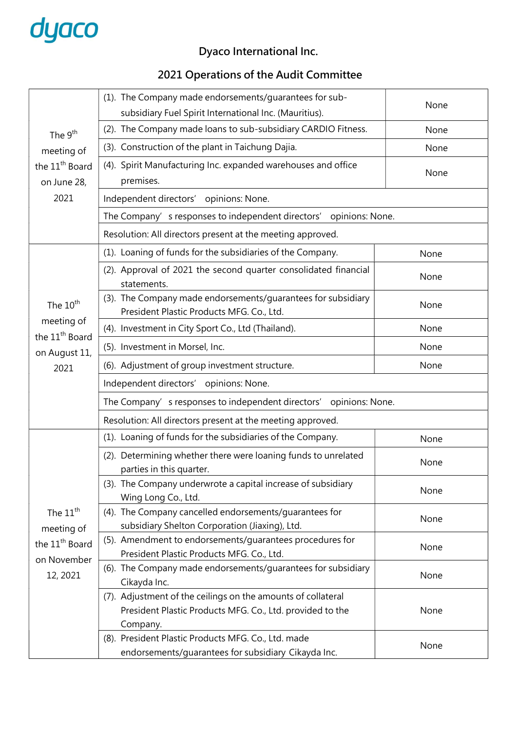dyaco

## Dyaco International Inc.

## 2021 Operations of the Audit Committee

| | | |
|---|---|---|
| The 9th meeting of the 11th Board on June 28, 2021 | (1). The Company made endorsements/guarantees for sub-subsidiary Fuel Spirit International Inc. (Mauritius). | None |
| | (2). The Company made loans to sub-subsidiary CARDIO Fitness. | None |
| | (3). Construction of the plant in Taichung Dajia. | None |
| | (4). Spirit Manufacturing Inc. expanded warehouses and office premises. | None |
| | Independent directors' opinions: None. | |
| | The Company's responses to independent directors' opinions: None. | |
| | Resolution: All directors present at the meeting approved. | |
| The 10th meeting of the 11th Board on August 11, 2021 | (1). Loaning of funds for the subsidiaries of the Company. | None |
| | (2). Approval of 2021 the second quarter consolidated financial statements. | None |
| | (3). The Company made endorsements/guarantees for subsidiary President Plastic Products MFG. Co., Ltd. | None |
| | (4). Investment in City Sport Co., Ltd (Thailand). | None |
| | (5). Investment in Morsel, Inc. | None |
| | (6). Adjustment of group investment structure. | None |
| | Independent directors' opinions: None. | |
| | The Company's responses to independent directors' opinions: None. | |
| | Resolution: All directors present at the meeting approved. | |
| The 11th meeting of the 11th Board on November 12, 2021 | (1). Loaning of funds for the subsidiaries of the Company. | None |
| | (2). Determining whether there were loaning funds to unrelated parties in this quarter. | None |
| | (3). The Company underwrote a capital increase of subsidiary Wing Long Co., Ltd. | None |
| | (4). The Company cancelled endorsements/guarantees for subsidiary Shelton Corporation (Jiaxing), Ltd. | None |
| | (5). Amendment to endorsements/guarantees procedures for President Plastic Products MFG. Co., Ltd. | None |
| | (6). The Company made endorsements/guarantees for subsidiary Cikayda Inc. | None |
| | (7). Adjustment of the ceilings on the amounts of collateral President Plastic Products MFG. Co., Ltd. provided to the Company. | None |
| | (8). President Plastic Products MFG. Co., Ltd. made endorsements/guarantees for subsidiary Cikayda Inc. | None |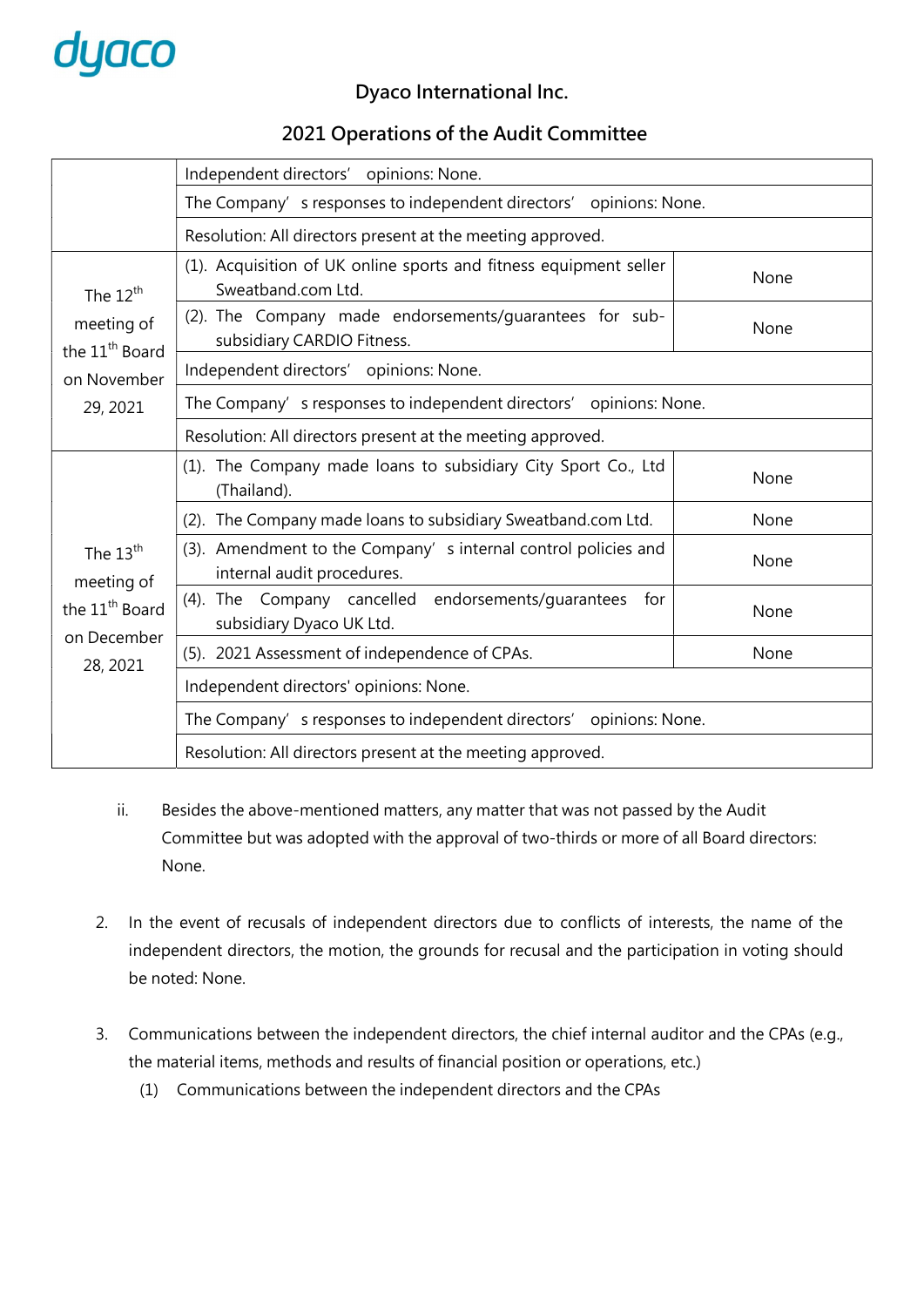# Dyaco International Inc.

## 2021 Operations of the Audit Committee

| | | |
|---|---|---|
| | Independent directors' opinions: None. | |
| | The Company's responses to independent directors' opinions: None. | |
| | Resolution: All directors present at the meeting approved. | |
| The 12th meeting of the 11th Board on November 29, 2021 | (1). Acquisition of UK online sports and fitness equipment seller Sweatband.com Ltd. | None |
| | (2). The Company made endorsements/guarantees for sub-subsidiary CARDIO Fitness. | None |
| | Independent directors' opinions: None. | |
| | The Company's responses to independent directors' opinions: None. | |
| | Resolution: All directors present at the meeting approved. | |
| The 13th meeting of the 11th Board on December 28, 2021 | (1). The Company made loans to subsidiary City Sport Co., Ltd (Thailand). | None |
| | (2). The Company made loans to subsidiary Sweatband.com Ltd. | None |
| | (3). Amendment to the Company's internal control policies and internal audit procedures. | None |
| | (4). The Company cancelled endorsements/guarantees for subsidiary Dyaco UK Ltd. | None |
| | (5). 2021 Assessment of independence of CPAs. | None |
| | Independent directors' opinions: None. | |
| | The Company's responses to independent directors' opinions: None. | |
| | Resolution: All directors present at the meeting approved. | |

ii. Besides the above-mentioned matters, any matter that was not passed by the Audit Committee but was adopted with the approval of two-thirds or more of all Board directors: None.

2. In the event of recusals of independent directors due to conflicts of interests, the name of the independent directors, the motion, the grounds for recusal and the participation in voting should be noted: None.

3. Communications between the independent directors, the chief internal auditor and the CPAs (e.g., the material items, methods and results of financial position or operations, etc.)

   (1) Communications between the independent directors and the CPAs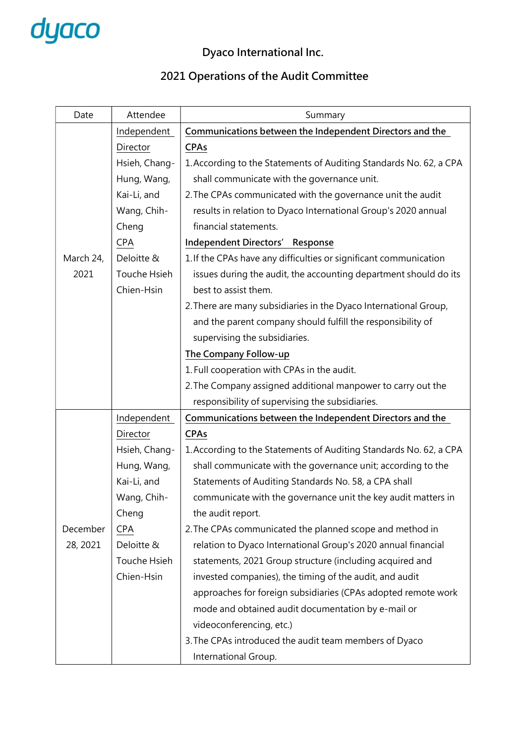dyaco

# Dyaco International Inc.

## 2021 Operations of the Audit Committee

| Date | Attendee | Summary |
|---|---|---|
| March 24, 2021 | Independent Director<br>Hsieh, Chang-Hung, Wang, Kai-Li, and Wang, Chih-Cheng<br>CPA<br>Deloitte & Touche Hsieh Chien-Hsin | **Communications between the Independent Directors and the CPAs**<br>1. According to the Statements of Auditing Standards No. 62, a CPA shall communicate with the governance unit.<br>2. The CPAs communicated with the governance unit the audit results in relation to Dyaco International Group's 2020 annual financial statements.<br>**Independent Directors' Response**<br>1. If the CPAs have any difficulties or significant communication issues during the audit, the accounting department should do its best to assist them.<br>2. There are many subsidiaries in the Dyaco International Group, and the parent company should fulfill the responsibility of supervising the subsidiaries.<br>**The Company Follow-up**<br>1. Full cooperation with CPAs in the audit.<br>2. The Company assigned additional manpower to carry out the responsibility of supervising the subsidiaries. |
| December 28, 2021 | Independent Director<br>Hsieh, Chang-Hung, Wang, Kai-Li, and Wang, Chih-Cheng<br>CPA<br>Deloitte & Touche Hsieh Chien-Hsin | **Communications between the Independent Directors and the CPAs**<br>1. According to the Statements of Auditing Standards No. 62, a CPA shall communicate with the governance unit; according to the Statements of Auditing Standards No. 58, a CPA shall communicate with the governance unit the key audit matters in the audit report.<br>2. The CPAs communicated the planned scope and method in relation to Dyaco International Group's 2020 annual financial statements, 2021 Group structure (including acquired and invested companies), the timing of the audit, and audit approaches for foreign subsidiaries (CPAs adopted remote work mode and obtained audit documentation by e-mail or videoconferencing, etc.)<br>3. The CPAs introduced the audit team members of Dyaco International Group. |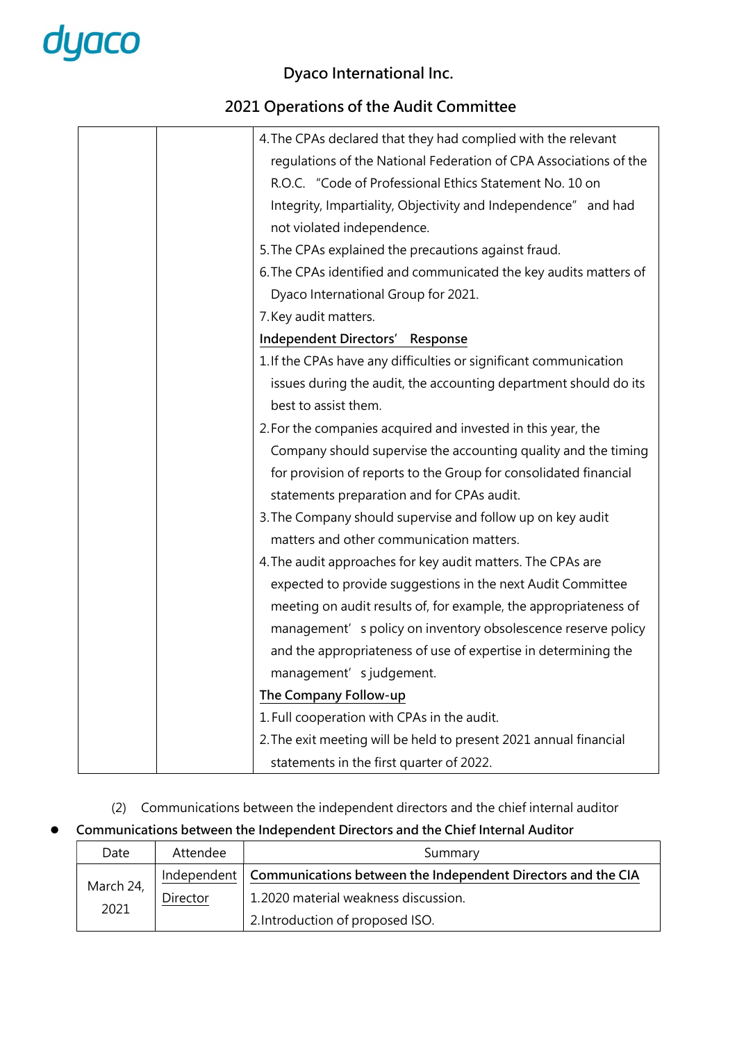# Dyaco International Inc.

## 2021 Operations of the Audit Committee

| | | |
|---|---|---|
| | | 4. The CPAs declared that they had complied with the relevant regulations of the National Federation of CPA Associations of the R.O.C. "Code of Professional Ethics Statement No. 10 on Integrity, Impartiality, Objectivity and Independence" and had not violated independence.<br>5. The CPAs explained the precautions against fraud.<br>6. The CPAs identified and communicated the key audits matters of Dyaco International Group for 2021.<br>7. Key audit matters.<br>Independent Directors' Response<br>1. If the CPAs have any difficulties or significant communication issues during the audit, the accounting department should do its best to assist them.<br>2. For the companies acquired and invested in this year, the Company should supervise the accounting quality and the timing for provision of reports to the Group for consolidated financial statements preparation and for CPAs audit.<br>3. The Company should supervise and follow up on key audit matters and other communication matters.<br>4. The audit approaches for key audit matters. The CPAs are expected to provide suggestions in the next Audit Committee meeting on audit results of, for example, the appropriateness of management's policy on inventory obsolescence reserve policy and the appropriateness of use of expertise in determining the management's judgement.<br>The Company Follow-up<br>1. Full cooperation with CPAs in the audit.<br>2. The exit meeting will be held to present 2021 annual financial statements in the first quarter of 2022. |

(2) Communications between the independent directors and the chief internal auditor

- **Communications between the Independent Directors and the Chief Internal Auditor**

| Date | Attendee | Summary |
|---|---|---|
| March 24, 2021 | Independent Director | Communications between the Independent Directors and the CIA<br>1. 2020 material weakness discussion.<br>2. Introduction of proposed ISO. |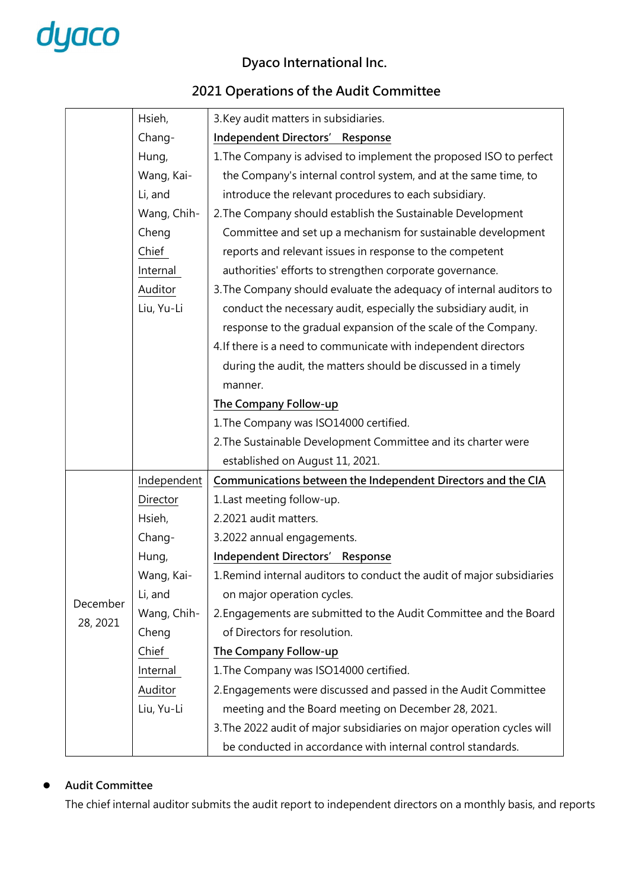dyaco

Dyaco International Inc.

2021 Operations of the Audit Committee

| | | |
|---|---|---|
| | Hsieh, Chang-Hung, Wang, Kai-Li, and Wang, Chih-Cheng <u>Chief Internal Auditor</u> Liu, Yu-Li | 3.Key audit matters in subsidiaries.<br><u>Independent Directors' Response</u><br>1.The Company is advised to implement the proposed ISO to perfect the Company's internal control system, and at the same time, to introduce the relevant procedures to each subsidiary.<br>2.The Company should establish the Sustainable Development Committee and set up a mechanism for sustainable development reports and relevant issues in response to the competent authorities' efforts to strengthen corporate governance.<br>3.The Company should evaluate the adequacy of internal auditors to conduct the necessary audit, especially the subsidiary audit, in response to the gradual expansion of the scale of the Company.<br>4.If there is a need to communicate with independent directors during the audit, the matters should be discussed in a timely manner.<br><u>The Company Follow-up</u><br>1.The Company was ISO14000 certified.<br>2.The Sustainable Development Committee and its charter were established on August 11, 2021. |
| December 28, 2021 | <u>Independent Director</u> Hsieh, Chang-Hung, Wang, Kai-Li, and Wang, Chih-Cheng <u>Chief Internal Auditor</u> Liu, Yu-Li | <u>Communications between the Independent Directors and the CIA</u><br>1.Last meeting follow-up.<br>2.2021 audit matters.<br>3.2022 annual engagements.<br><u>Independent Directors' Response</u><br>1.Remind internal auditors to conduct the audit of major subsidiaries on major operation cycles.<br>2.Engagements are submitted to the Audit Committee and the Board of Directors for resolution.<br><u>The Company Follow-up</u><br>1.The Company was ISO14000 certified.<br>2.Engagements were discussed and passed in the Audit Committee meeting and the Board meeting on December 28, 2021.<br>3.The 2022 audit of major subsidiaries on major operation cycles will be conducted in accordance with internal control standards. |

- **Audit Committee**

The chief internal auditor submits the audit report to independent directors on a monthly basis, and reports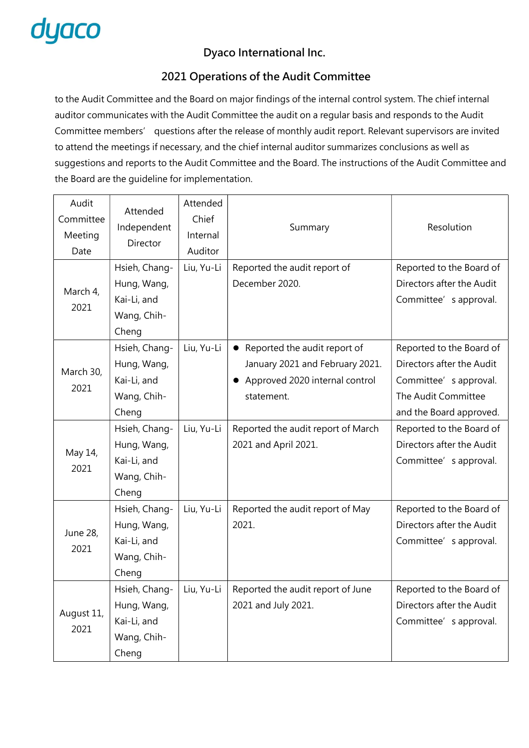Dyaco International Inc.

## 2021 Operations of the Audit Committee

to the Audit Committee and the Board on major findings of the internal control system. The chief internal auditor communicates with the Audit Committee the audit on a regular basis and responds to the Audit Committee members' questions after the release of monthly audit report. Relevant supervisors are invited to attend the meetings if necessary, and the chief internal auditor summarizes conclusions as well as suggestions and reports to the Audit Committee and the Board. The instructions of the Audit Committee and the Board are the guideline for implementation.

| Audit Committee Meeting Date | Attended Independent Director | Attended Chief Internal Auditor | Summary | Resolution |
|---|---|---|---|---|
| March 4, 2021 | Hsieh, Chang-Hung, Wang, Kai-Li, and Wang, Chih-Cheng | Liu, Yu-Li | Reported the audit report of December 2020. | Reported to the Board of Directors after the Audit Committee's approval. |
| March 30, 2021 | Hsieh, Chang-Hung, Wang, Kai-Li, and Wang, Chih-Cheng | Liu, Yu-Li | ● Reported the audit report of January 2021 and February 2021.<br>● Approved 2020 internal control statement. | Reported to the Board of Directors after the Audit Committee's approval. The Audit Committee and the Board approved. |
| May 14, 2021 | Hsieh, Chang-Hung, Wang, Kai-Li, and Wang, Chih-Cheng | Liu, Yu-Li | Reported the audit report of March 2021 and April 2021. | Reported to the Board of Directors after the Audit Committee's approval. |
| June 28, 2021 | Hsieh, Chang-Hung, Wang, Kai-Li, and Wang, Chih-Cheng | Liu, Yu-Li | Reported the audit report of May 2021. | Reported to the Board of Directors after the Audit Committee's approval. |
| August 11, 2021 | Hsieh, Chang-Hung, Wang, Kai-Li, and Wang, Chih-Cheng | Liu, Yu-Li | Reported the audit report of June 2021 and July 2021. | Reported to the Board of Directors after the Audit Committee's approval. |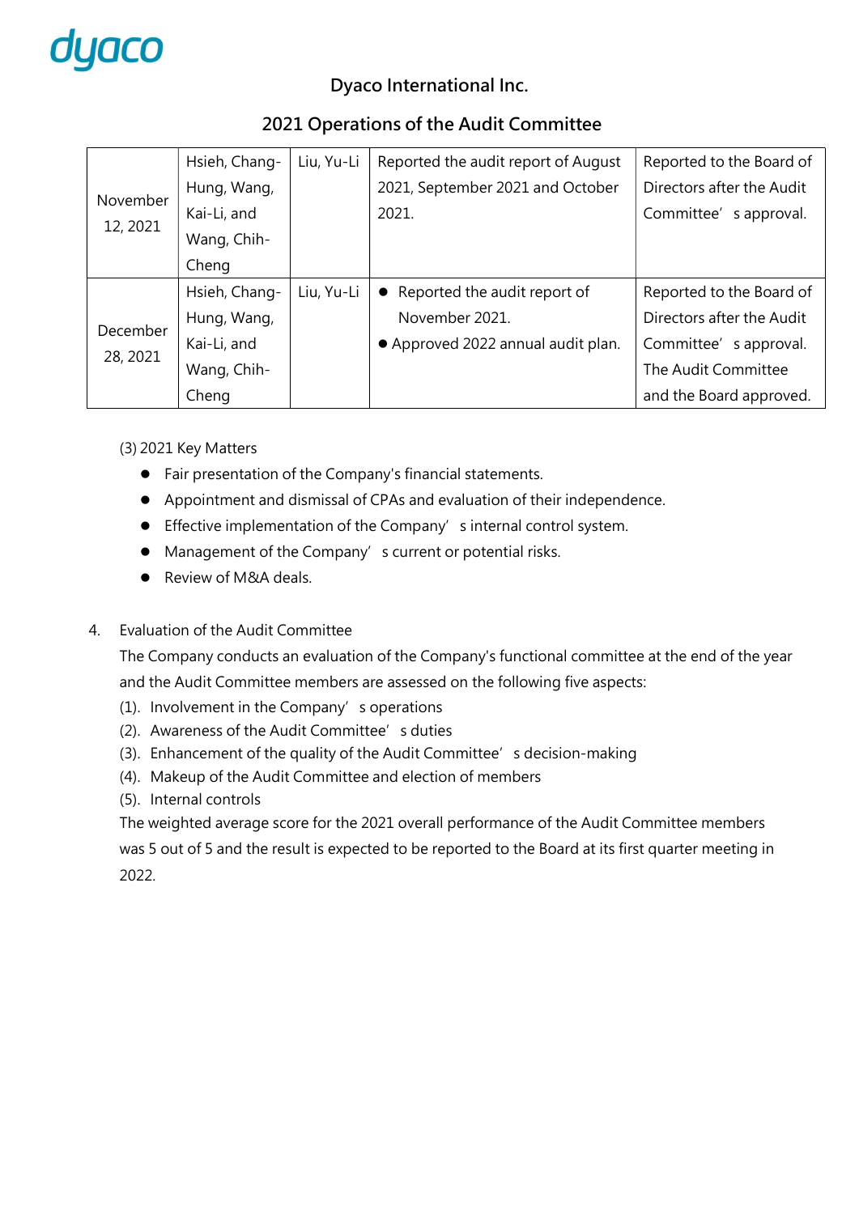# Dyaco International Inc.

## 2021 Operations of the Audit Committee

| | | | | |
|---|---|---|---|---|
| November 12, 2021 | Hsieh, Chang-Hung, Wang, Kai-Li, and Wang, Chih-Cheng | Liu, Yu-Li | Reported the audit report of August 2021, September 2021 and October 2021. | Reported to the Board of Directors after the Audit Committee's approval. |
| December 28, 2021 | Hsieh, Chang-Hung, Wang, Kai-Li, and Wang, Chih-Cheng | Liu, Yu-Li | ● Reported the audit report of November 2021.<br>● Approved 2022 annual audit plan. | Reported to the Board of Directors after the Audit Committee's approval. The Audit Committee and the Board approved. |

(3) 2021 Key Matters

- Fair presentation of the Company's financial statements.
- Appointment and dismissal of CPAs and evaluation of their independence.
- Effective implementation of the Company's internal control system.
- Management of the Company's current or potential risks.
- Review of M&A deals.

4. Evaluation of the Audit Committee

The Company conducts an evaluation of the Company's functional committee at the end of the year and the Audit Committee members are assessed on the following five aspects:

(1). Involvement in the Company's operations
(2). Awareness of the Audit Committee's duties
(3). Enhancement of the quality of the Audit Committee's decision-making
(4). Makeup of the Audit Committee and election of members
(5). Internal controls

The weighted average score for the 2021 overall performance of the Audit Committee members was 5 out of 5 and the result is expected to be reported to the Board at its first quarter meeting in 2022.